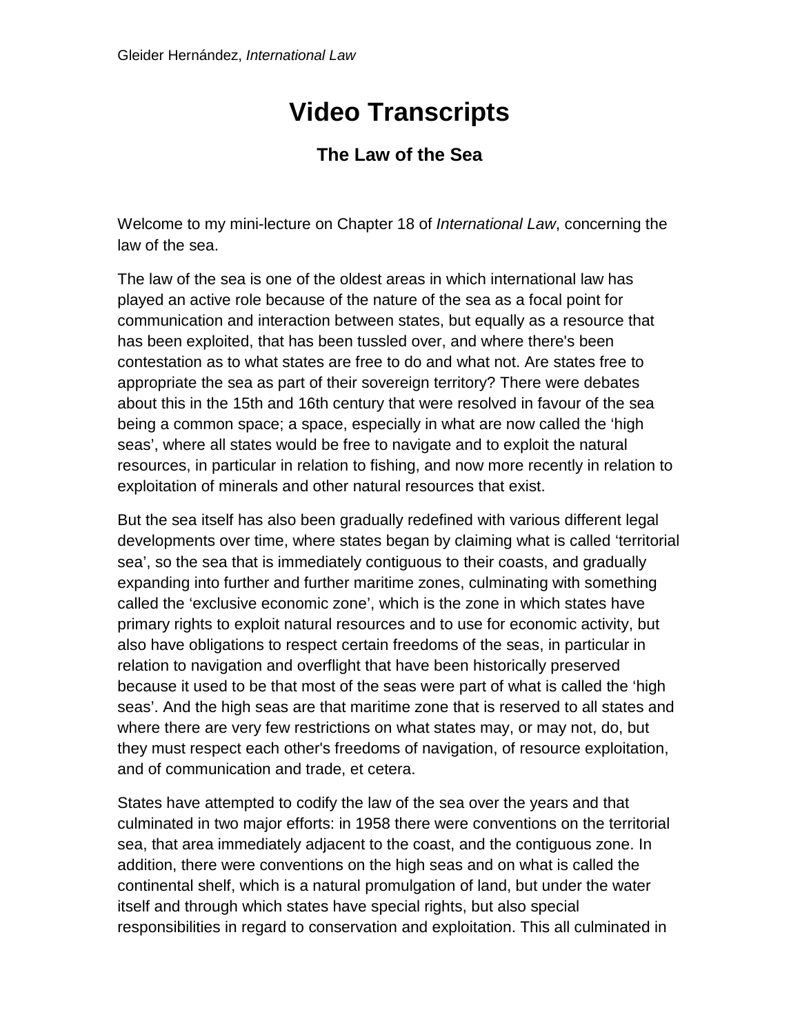# Video Transcripts

## The Law of the Sea

Welcome to my mini-lecture on Chapter 18 of *International Law*, concerning the law of the sea.

The law of the sea is one of the oldest areas in which international law has played an active role because of the nature of the sea as a focal point for communication and interaction between states, but equally as a resource that has been exploited, that has been tussled over, and where there's been contestation as to what states are free to do and what not. Are states free to appropriate the sea as part of their sovereign territory? There were debates about this in the 15th and 16th century that were resolved in favour of the sea being a common space; a space, especially in what are now called the 'high seas', where all states would be free to navigate and to exploit the natural resources, in particular in relation to fishing, and now more recently in relation to exploitation of minerals and other natural resources that exist.

But the sea itself has also been gradually redefined with various different legal developments over time, where states began by claiming what is called 'territorial sea', so the sea that is immediately contiguous to their coasts, and gradually expanding into further and further maritime zones, culminating with something called the 'exclusive economic zone', which is the zone in which states have primary rights to exploit natural resources and to use for economic activity, but also have obligations to respect certain freedoms of the seas, in particular in relation to navigation and overflight that have been historically preserved because it used to be that most of the seas were part of what is called the 'high seas'. And the high seas are that maritime zone that is reserved to all states and where there are very few restrictions on what states may, or may not, do, but they must respect each other's freedoms of navigation, of resource exploitation, and of communication and trade, et cetera.

States have attempted to codify the law of the sea over the years and that culminated in two major efforts: in 1958 there were conventions on the territorial sea, that area immediately adjacent to the coast, and the contiguous zone. In addition, there were conventions on the high seas and on what is called the continental shelf, which is a natural promulgation of land, but under the water itself and through which states have special rights, but also special responsibilities in regard to conservation and exploitation. This all culminated in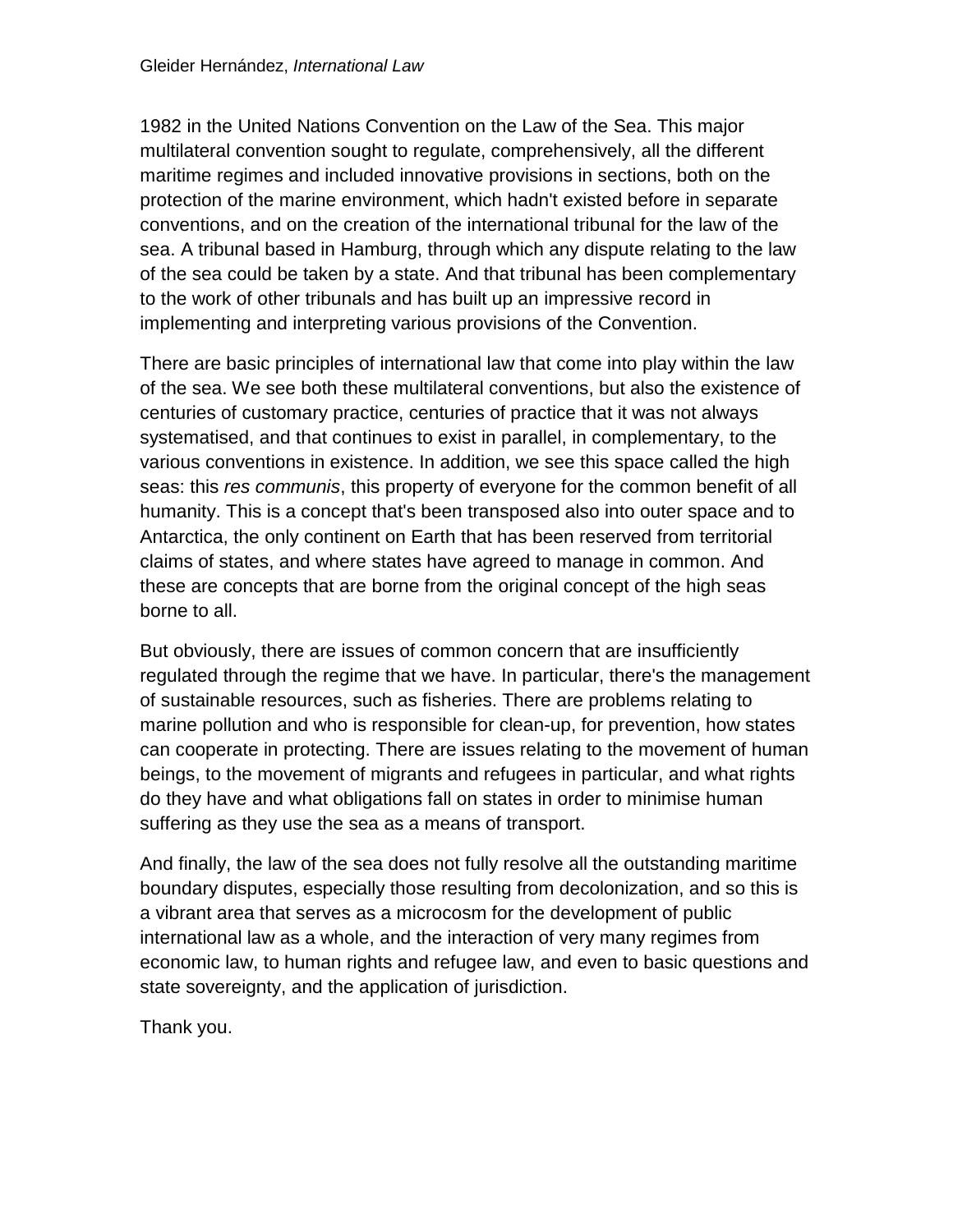1982 in the United Nations Convention on the Law of the Sea. This major multilateral convention sought to regulate, comprehensively, all the different maritime regimes and included innovative provisions in sections, both on the protection of the marine environment, which hadn't existed before in separate conventions, and on the creation of the international tribunal for the law of the sea. A tribunal based in Hamburg, through which any dispute relating to the law of the sea could be taken by a state. And that tribunal has been complementary to the work of other tribunals and has built up an impressive record in implementing and interpreting various provisions of the Convention.

There are basic principles of international law that come into play within the law of the sea. We see both these multilateral conventions, but also the existence of centuries of customary practice, centuries of practice that it was not always systematised, and that continues to exist in parallel, in complementary, to the various conventions in existence. In addition, we see this space called the high seas: this *res communis*, this property of everyone for the common benefit of all humanity. This is a concept that's been transposed also into outer space and to Antarctica, the only continent on Earth that has been reserved from territorial claims of states, and where states have agreed to manage in common. And these are concepts that are borne from the original concept of the high seas borne to all.

But obviously, there are issues of common concern that are insufficiently regulated through the regime that we have. In particular, there's the management of sustainable resources, such as fisheries. There are problems relating to marine pollution and who is responsible for clean-up, for prevention, how states can cooperate in protecting. There are issues relating to the movement of human beings, to the movement of migrants and refugees in particular, and what rights do they have and what obligations fall on states in order to minimise human suffering as they use the sea as a means of transport.

And finally, the law of the sea does not fully resolve all the outstanding maritime boundary disputes, especially those resulting from decolonization, and so this is a vibrant area that serves as a microcosm for the development of public international law as a whole, and the interaction of very many regimes from economic law, to human rights and refugee law, and even to basic questions and state sovereignty, and the application of jurisdiction.

Thank you.